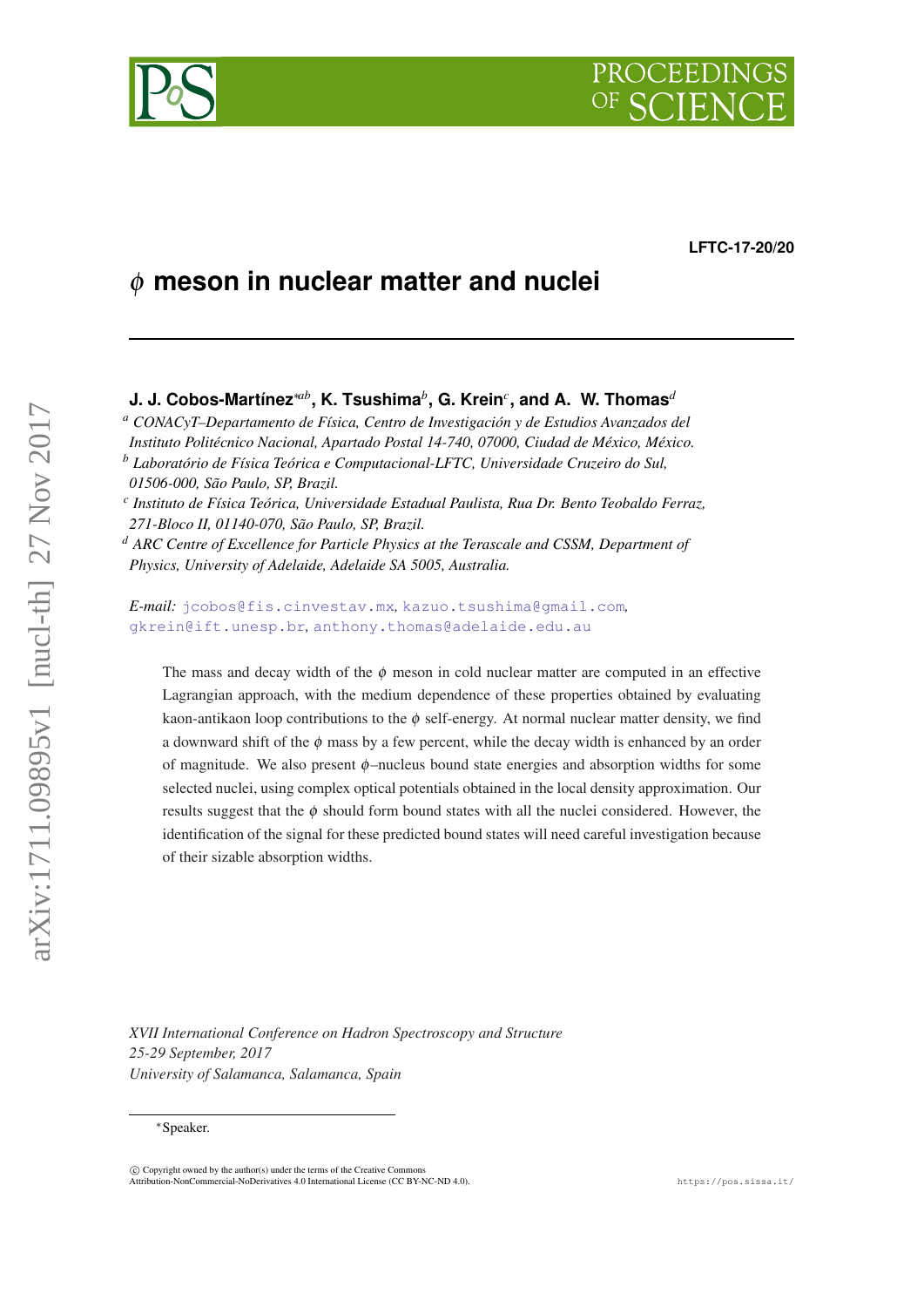LFTC-17-20/20

# $\phi$ meson in nuclear matter and nuclei

**J. J. Cobos-Martínez**[*ab], **K. Tsushima**[b], **G. Krein**[c], **and A. W. Thomas**[d]

[a] *CONACyT–Departamento de Física, Centro de Investigación y de Estudios Avanzados del Instituto Politécnico Nacional, Apartado Postal 14-740, 07000, Ciudad de México, México.*

[b] *Laboratório de Física Teórica e Computacional-LFTC, Universidade Cruzeiro do Sul, 01506-000, São Paulo, SP, Brazil.*

[c] *Instituto de Física Teórica, Universidade Estadual Paulista, Rua Dr. Bento Teobaldo Ferraz, 271-Bloco II, 01140-070, São Paulo, SP, Brazil.*

[d] *ARC Centre of Excellence for Particle Physics at the Terascale and CSSM, Department of Physics, University of Adelaide, Adelaide SA 5005, Australia.*

*E-mail:* jcobos@fis.cinvestav.mx, kazuo.tsushima@gmail.com, gkrein@ift.unesp.br, anthony.thomas@adelaide.edu.au

The mass and decay width of the $\phi$ meson in cold nuclear matter are computed in an effective Lagrangian approach, with the medium dependence of these properties obtained by evaluating kaon-antikaon loop contributions to the $\phi$ self-energy. At normal nuclear matter density, we find a downward shift of the $\phi$ mass by a few percent, while the decay width is enhanced by an order of magnitude. We also present $\phi$–nucleus bound state energies and absorption widths for some selected nuclei, using complex optical potentials obtained in the local density approximation. Our results suggest that the $\phi$ should form bound states with all the nuclei considered. However, the identification of the signal for these predicted bound states will need careful investigation because of their sizable absorption widths.

*XVII International Conference on Hadron Spectroscopy and Structure*
*25-29 September, 2017*
*University of Salamanca, Salamanca, Spain*

[*] Speaker.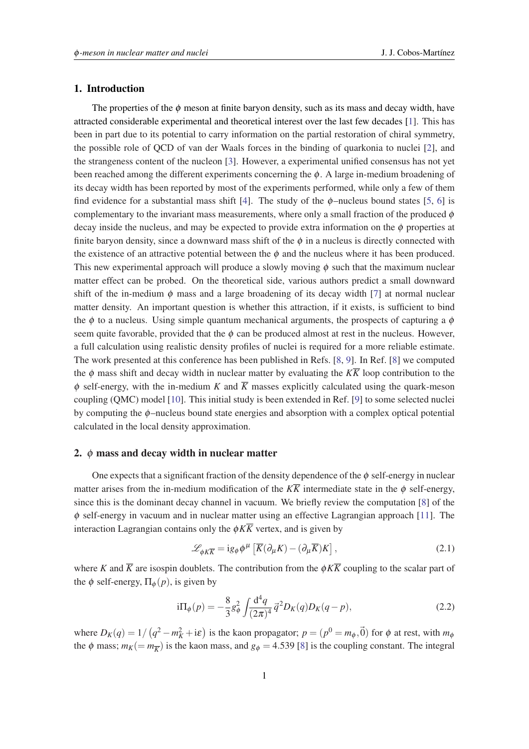## 1. Introduction

The properties of the $\phi$ meson at finite baryon density, such as its mass and decay width, have attracted considerable experimental and theoretical interest over the last few decades [1]. This has been in part due to its potential to carry information on the partial restoration of chiral symmetry, the possible role of QCD of van der Waals forces in the binding of quarkonia to nuclei [2], and the strangeness content of the nucleon [3]. However, a experimental unified consensus has not yet been reached among the different experiments concerning the $\phi$. A large in-medium broadening of its decay width has been reported by most of the experiments performed, while only a few of them find evidence for a substantial mass shift [4]. The study of the $\phi$–nucleus bound states [5, 6] is complementary to the invariant mass measurements, where only a small fraction of the produced $\phi$ decay inside the nucleus, and may be expected to provide extra information on the $\phi$ properties at finite baryon density, since a downward mass shift of the $\phi$ in a nucleus is directly connected with the existence of an attractive potential between the $\phi$ and the nucleus where it has been produced. This new experimental approach will produce a slowly moving $\phi$ such that the maximum nuclear matter effect can be probed. On the theoretical side, various authors predict a small downward shift of the in-medium $\phi$ mass and a large broadening of its decay width [7] at normal nuclear matter density. An important question is whether this attraction, if it exists, is sufficient to bind the $\phi$ to a nucleus. Using simple quantum mechanical arguments, the prospects of capturing a $\phi$ seem quite favorable, provided that the $\phi$ can be produced almost at rest in the nucleus. However, a full calculation using realistic density profiles of nuclei is required for a more reliable estimate. The work presented at this conference has been published in Refs. [8, 9]. In Ref. [8] we computed the $\phi$ mass shift and decay width in nuclear matter by evaluating the $K\overline{K}$ loop contribution to the $\phi$ self-energy, with the in-medium $K$ and $\overline{K}$ masses explicitly calculated using the quark-meson coupling (QMC) model [10]. This initial study is been extended in Ref. [9] to some selected nuclei by computing the $\phi$–nucleus bound state energies and absorption with a complex optical potential calculated in the local density approximation.

## 2. $\phi$ mass and decay width in nuclear matter

One expects that a significant fraction of the density dependence of the $\phi$ self-energy in nuclear matter arises from the in-medium modification of the $K\overline{K}$ intermediate state in the $\phi$ self-energy, since this is the dominant decay channel in vacuum. We briefly review the computation [8] of the $\phi$ self-energy in vacuum and in nuclear matter using an effective Lagrangian approach [11]. The interaction Lagrangian contains only the $\phi K\overline{K}$ vertex, and is given by

$$\mathscr{L}_{\phi K\overline{K}} = \mathrm{i} g_\phi \phi^\mu \left[\overline{K}(\partial_\mu K) - (\partial_\mu \overline{K})K\right], \tag{2.1}$$

where $K$ and $\overline{K}$ are isospin doublets. The contribution from the $\phi K\overline{K}$ coupling to the scalar part of the $\phi$ self-energy, $\Pi_\phi(p)$, is given by

$$\mathrm{i}\Pi_\phi(p) = -\frac{8}{3} g_\phi^2 \int \frac{\mathrm{d}^4 q}{(2\pi)^4}\, \vec{q}^{\,2} D_K(q) D_K(q-p), \tag{2.2}$$

where $D_K(q) = 1/\left(q^2 - m_K^2 + \mathrm{i}\varepsilon\right)$ is the kaon propagator; $p = (p^0 = m_\phi, \vec{0})$ for $\phi$ at rest, with $m_\phi$ the $\phi$ mass; $m_K (= m_{\overline{K}})$ is the kaon mass, and $g_\phi = 4.539$ [8] is the coupling constant. The integral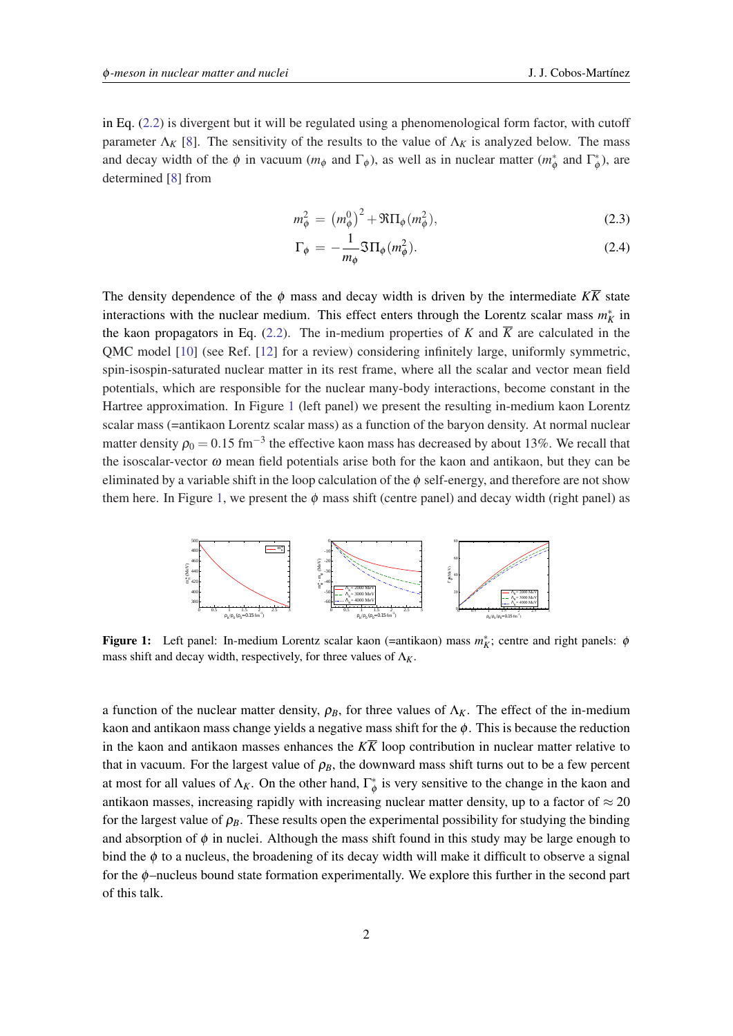in Eq. (2.2) is divergent but it will be regulated using a phenomenological form factor, with cutoff parameter $\Lambda_K$ [8]. The sensitivity of the results to the value of $\Lambda_K$ is analyzed below. The mass and decay width of the $\phi$ in vacuum ($m_\phi$ and $\Gamma_\phi$), as well as in nuclear matter ($m^*_\phi$ and $\Gamma^*_\phi$), are determined [8] from

$$m_\phi^2 = \left(m_\phi^0\right)^2 + \Re\Pi_\phi(m_\phi^2), \tag{2.3}$$

$$\Gamma_\phi = -\frac{1}{m_\phi}\Im\Pi_\phi(m_\phi^2). \tag{2.4}$$

The density dependence of the $\phi$ mass and decay width is driven by the intermediate $K\overline{K}$ state interactions with the nuclear medium. This effect enters through the Lorentz scalar mass $m^*_K$ in the kaon propagators in Eq. (2.2). The in-medium properties of $K$ and $\overline{K}$ are calculated in the QMC model [10] (see Ref. [12] for a review) considering infinitely large, uniformly symmetric, spin-isospin-saturated nuclear matter in its rest frame, where all the scalar and vector mean field potentials, which are responsible for the nuclear many-body interactions, become constant in the Hartree approximation. In Figure 1 (left panel) we present the resulting in-medium kaon Lorentz scalar mass (=antikaon Lorentz scalar mass) as a function of the baryon density. At normal nuclear matter density $\rho_0 = 0.15$ fm$^{-3}$ the effective kaon mass has decreased by about 13%. We recall that the isoscalar-vector $\omega$ mean field potentials arise both for the kaon and antikaon, but they can be eliminated by a variable shift in the loop calculation of the $\phi$ self-energy, and therefore are not show them here. In Figure 1, we present the $\phi$ mass shift (centre panel) and decay width (right panel) as

**Figure 1:** Left panel: In-medium Lorentz scalar kaon (=antikaon) mass $m^*_K$; centre and right panels: $\phi$ mass shift and decay width, respectively, for three values of $\Lambda_K$.

a function of the nuclear matter density, $\rho_B$, for three values of $\Lambda_K$. The effect of the in-medium kaon and antikaon mass change yields a negative mass shift for the $\phi$. This is because the reduction in the kaon and antikaon masses enhances the $K\overline{K}$ loop contribution in nuclear matter relative to that in vacuum. For the largest value of $\rho_B$, the downward mass shift turns out to be a few percent at most for all values of $\Lambda_K$. On the other hand, $\Gamma^*_\phi$ is very sensitive to the change in the kaon and antikaon masses, increasing rapidly with increasing nuclear matter density, up to a factor of $\approx 20$ for the largest value of $\rho_B$. These results open the experimental possibility for studying the binding and absorption of $\phi$ in nuclei. Although the mass shift found in this study may be large enough to bind the $\phi$ to a nucleus, the broadening of its decay width will make it difficult to observe a signal for the $\phi$–nucleus bound state formation experimentally. We explore this further in the second part of this talk.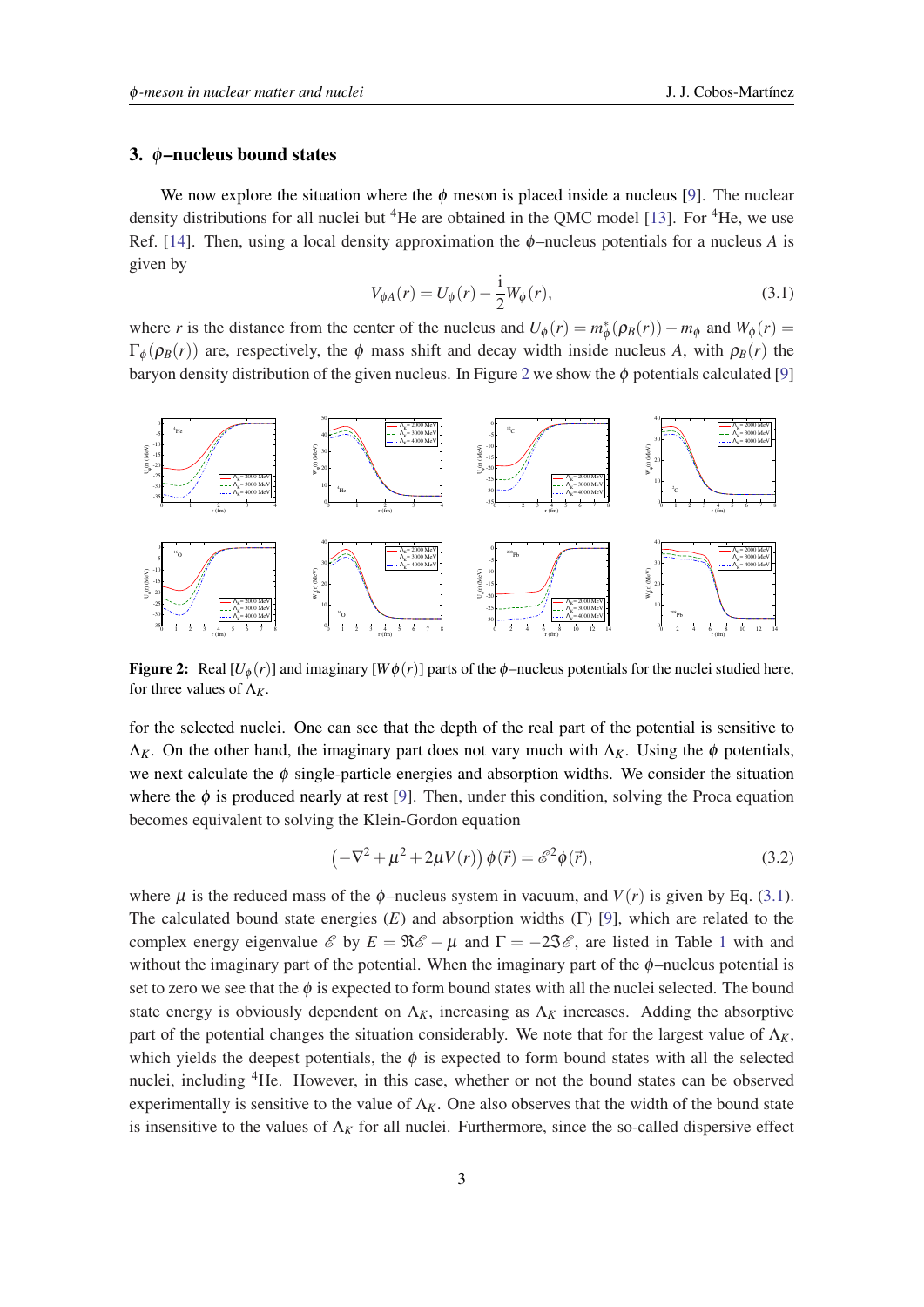## 3. $\phi$–nucleus bound states

We now explore the situation where the $\phi$ meson is placed inside a nucleus [9]. The nuclear density distributions for all nuclei but $^4$He are obtained in the QMC model [13]. For $^4$He, we use Ref. [14]. Then, using a local density approximation the $\phi$–nucleus potentials for a nucleus $A$ is given by

$$V_{\phi A}(r) = U_\phi(r) - \frac{\mathrm{i}}{2} W_\phi(r), \tag{3.1}$$

where $r$ is the distance from the center of the nucleus and $U_\phi(r) = m^*_\phi(\rho_B(r)) - m_\phi$ and $W_\phi(r) = \Gamma_\phi(\rho_B(r))$ are, respectively, the $\phi$ mass shift and decay width inside nucleus $A$, with $\rho_B(r)$ the baryon density distribution of the given nucleus. In Figure 2 we show the $\phi$ potentials calculated [9]

**Figure 2:** Real $[U_\phi(r)]$ and imaginary $[W\phi(r)]$ parts of the $\phi$–nucleus potentials for the nuclei studied here, for three values of $\Lambda_K$.

for the selected nuclei. One can see that the depth of the real part of the potential is sensitive to $\Lambda_K$. On the other hand, the imaginary part does not vary much with $\Lambda_K$. Using the $\phi$ potentials, we next calculate the $\phi$ single-particle energies and absorption widths. We consider the situation where the $\phi$ is produced nearly at rest [9]. Then, under this condition, solving the Proca equation becomes equivalent to solving the Klein-Gordon equation

$$\left(-\nabla^2 + \mu^2 + 2\mu V(r)\right)\phi(\vec{r}) = \mathscr{E}^2\phi(\vec{r}), \tag{3.2}$$

where $\mu$ is the reduced mass of the $\phi$–nucleus system in vacuum, and $V(r)$ is given by Eq. (3.1). The calculated bound state energies ($E$) and absorption widths ($\Gamma$) [9], which are related to the complex energy eigenvalue $\mathscr{E}$ by $E = \Re\mathscr{E} - \mu$ and $\Gamma = -2\Im\mathscr{E}$, are listed in Table 1 with and without the imaginary part of the potential. When the imaginary part of the $\phi$–nucleus potential is set to zero we see that the $\phi$ is expected to form bound states with all the nuclei selected. The bound state energy is obviously dependent on $\Lambda_K$, increasing as $\Lambda_K$ increases. Adding the absorptive part of the potential changes the situation considerably. We note that for the largest value of $\Lambda_K$, which yields the deepest potentials, the $\phi$ is expected to form bound states with all the selected nuclei, including $^4$He. However, in this case, whether or not the bound states can be observed experimentally is sensitive to the value of $\Lambda_K$. One also observes that the width of the bound state is insensitive to the values of $\Lambda_K$ for all nuclei. Furthermore, since the so-called dispersive effect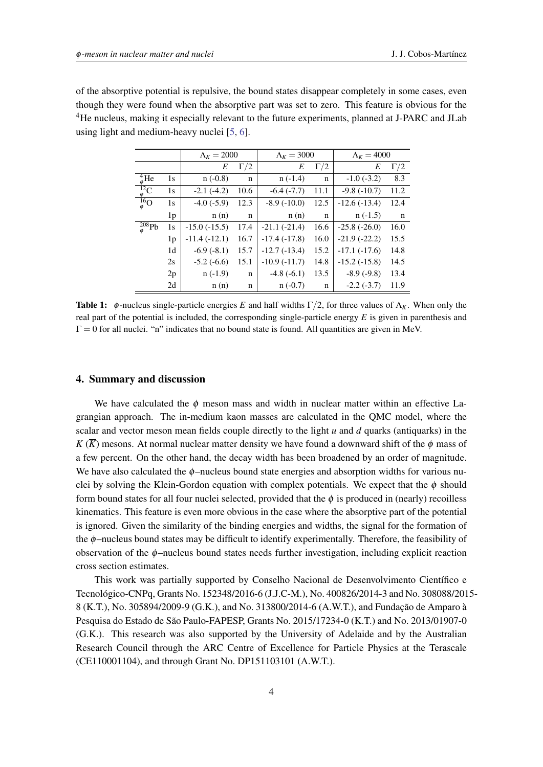of the absorptive potential is repulsive, the bound states disappear completely in some cases, even though they were found when the absorptive part was set to zero. This feature is obvious for the $^4$He nucleus, making it especially relevant to the future experiments, planned at J-PARC and JLab using light and medium-heavy nuclei [5, 6].

| | | $\Lambda_K = 2000$ | | $\Lambda_K = 3000$ | | $\Lambda_K = 4000$ | |
|---|---|---|---|---|---|---|---|
| | | $E$ | $\Gamma/2$ | $E$ | $\Gamma/2$ | $E$ | $\Gamma/2$ |
| $^4_\phi$He | 1s | n (-0.8) | n | n (-1.4) | n | -1.0 (-3.2) | 8.3 |
| $^{12}_\phi$C | 1s | -2.1 (-4.2) | 10.6 | -6.4 (-7.7) | 11.1 | -9.8 (-10.7) | 11.2 |
| $^{16}_\phi$O | 1s | -4.0 (-5.9) | 12.3 | -8.9 (-10.0) | 12.5 | -12.6 (-13.4) | 12.4 |
| | 1p | n (n) | n | n (n) | n | n (-1.5) | n |
| $^{208}_\phi$Pb | 1s | -15.0 (-15.5) | 17.4 | -21.1 (-21.4) | 16.6 | -25.8 (-26.0) | 16.0 |
| | 1p | -11.4 (-12.1) | 16.7 | -17.4 (-17.8) | 16.0 | -21.9 (-22.2) | 15.5 |
| | 1d | -6.9 (-8.1) | 15.7 | -12.7 (-13.4) | 15.2 | -17.1 (-17.6) | 14.8 |
| | 2s | -5.2 (-6.6) | 15.1 | -10.9 (-11.7) | 14.8 | -15.2 (-15.8) | 14.5 |
| | 2p | n (-1.9) | n | -4.8 (-6.1) | 13.5 | -8.9 (-9.8) | 13.4 |
| | 2d | n (n) | n | n (-0.7) | n | -2.2 (-3.7) | 11.9 |

**Table 1:** $\phi$-nucleus single-particle energies $E$ and half widths $\Gamma/2$, for three values of $\Lambda_K$. When only the real part of the potential is included, the corresponding single-particle energy $E$ is given in parenthesis and $\Gamma = 0$ for all nuclei. "n" indicates that no bound state is found. All quantities are given in MeV.

## 4. Summary and discussion

We have calculated the $\phi$ meson mass and width in nuclear matter within an effective Lagrangian approach. The in-medium kaon masses are calculated in the QMC model, where the scalar and vector meson mean fields couple directly to the light $u$ and $d$ quarks (antiquarks) in the $K$ ($\overline{K}$) mesons. At normal nuclear matter density we have found a downward shift of the $\phi$ mass of a few percent. On the other hand, the decay width has been broadened by an order of magnitude. We have also calculated the $\phi$–nucleus bound state energies and absorption widths for various nuclei by solving the Klein-Gordon equation with complex potentials. We expect that the $\phi$ should form bound states for all four nuclei selected, provided that the $\phi$ is produced in (nearly) recoilless kinematics. This feature is even more obvious in the case where the absorptive part of the potential is ignored. Given the similarity of the binding energies and widths, the signal for the formation of the $\phi$–nucleus bound states may be difficult to identify experimentally. Therefore, the feasibility of observation of the $\phi$–nucleus bound states needs further investigation, including explicit reaction cross section estimates.

This work was partially supported by Conselho Nacional de Desenvolvimento Científico e Tecnológico-CNPq, Grants No. 152348/2016-6 (J.J.C-M.), No. 400826/2014-3 and No. 308088/2015-8 (K.T.), No. 305894/2009-9 (G.K.), and No. 313800/2014-6 (A.W.T.), and Fundação de Amparo à Pesquisa do Estado de São Paulo-FAPESP, Grants No. 2015/17234-0 (K.T.) and No. 2013/01907-0 (G.K.). This research was also supported by the University of Adelaide and by the Australian Research Council through the ARC Centre of Excellence for Particle Physics at the Terascale (CE110001104), and through Grant No. DP151103101 (A.W.T.).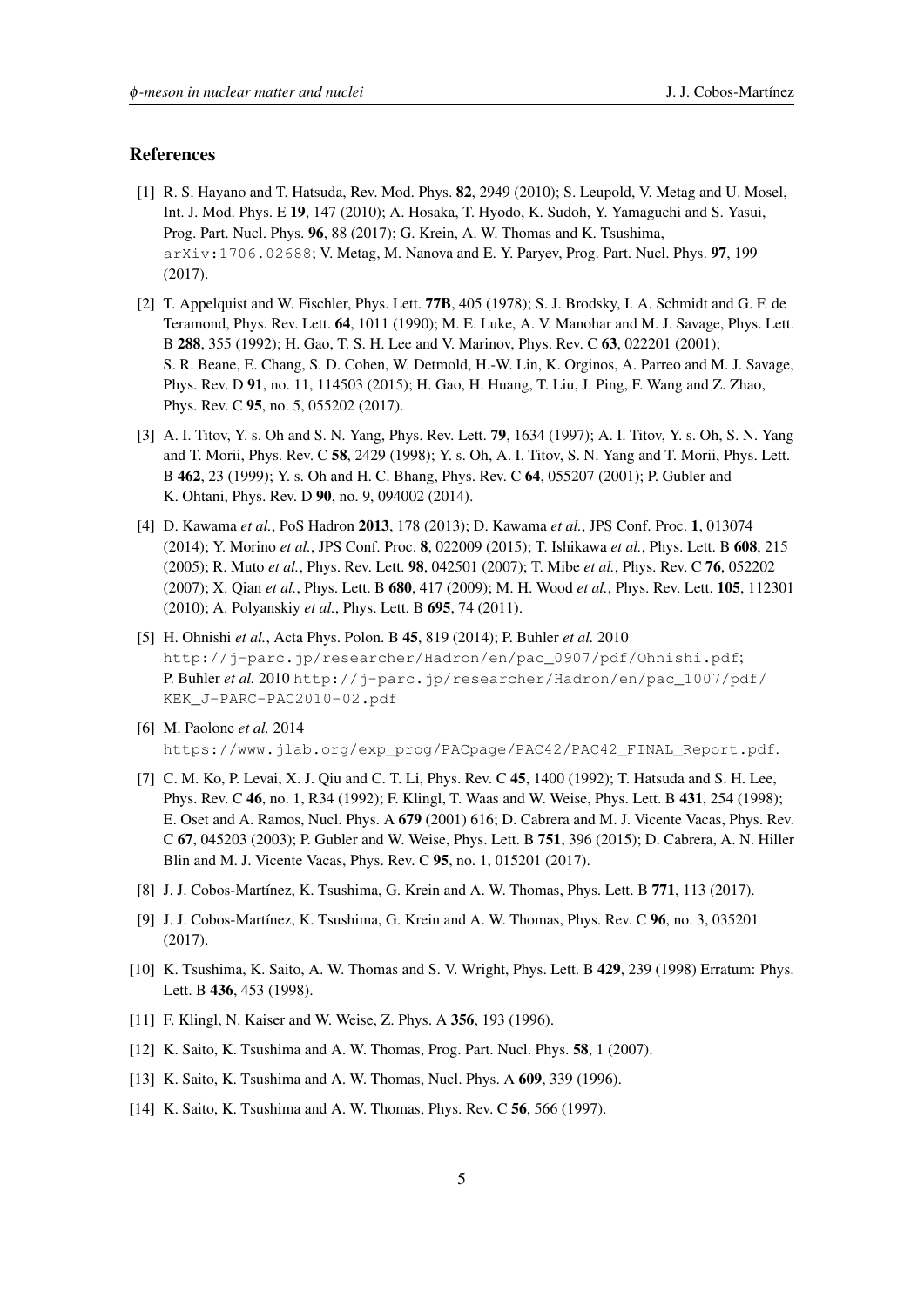## References

[1] R. S. Hayano and T. Hatsuda, Rev. Mod. Phys. **82**, 2949 (2010); S. Leupold, V. Metag and U. Mosel, Int. J. Mod. Phys. E **19**, 147 (2010); A. Hosaka, T. Hyodo, K. Sudoh, Y. Yamaguchi and S. Yasui, Prog. Part. Nucl. Phys. **96**, 88 (2017); G. Krein, A. W. Thomas and K. Tsushima, `arXiv:1706.02688`; V. Metag, M. Nanova and E. Y. Paryev, Prog. Part. Nucl. Phys. **97**, 199 (2017).

[2] T. Appelquist and W. Fischler, Phys. Lett. **77B**, 405 (1978); S. J. Brodsky, I. A. Schmidt and G. F. de Teramond, Phys. Rev. Lett. **64**, 1011 (1990); M. E. Luke, A. V. Manohar and M. J. Savage, Phys. Lett. B **288**, 355 (1992); H. Gao, T. S. H. Lee and V. Marinov, Phys. Rev. C **63**, 022201 (2001); S. R. Beane, E. Chang, S. D. Cohen, W. Detmold, H.-W. Lin, K. Orginos, A. Parreo and M. J. Savage, Phys. Rev. D **91**, no. 11, 114503 (2015); H. Gao, H. Huang, T. Liu, J. Ping, F. Wang and Z. Zhao, Phys. Rev. C **95**, no. 5, 055202 (2017).

[3] A. I. Titov, Y. s. Oh and S. N. Yang, Phys. Rev. Lett. **79**, 1634 (1997); A. I. Titov, Y. s. Oh, S. N. Yang and T. Morii, Phys. Rev. C **58**, 2429 (1998); Y. s. Oh, A. I. Titov, S. N. Yang and T. Morii, Phys. Lett. B **462**, 23 (1999); Y. s. Oh and H. C. Bhang, Phys. Rev. C **64**, 055207 (2001); P. Gubler and K. Ohtani, Phys. Rev. D **90**, no. 9, 094002 (2014).

[4] D. Kawama *et al.*, PoS Hadron **2013**, 178 (2013); D. Kawama *et al.*, JPS Conf. Proc. **1**, 013074 (2014); Y. Morino *et al.*, JPS Conf. Proc. **8**, 022009 (2015); T. Ishikawa *et al.*, Phys. Lett. B **608**, 215 (2005); R. Muto *et al.*, Phys. Rev. Lett. **98**, 042501 (2007); T. Mibe *et al.*, Phys. Rev. C **76**, 052202 (2007); X. Qian *et al.*, Phys. Lett. B **680**, 417 (2009); M. H. Wood *et al.*, Phys. Rev. Lett. **105**, 112301 (2010); A. Polyanskiy *et al.*, Phys. Lett. B **695**, 74 (2011).

[5] H. Ohnishi *et al.*, Acta Phys. Polon. B **45**, 819 (2014); P. Buhler *et al.* 2010 `http://j-parc.jp/researcher/Hadron/en/pac_0907/pdf/Ohnishi.pdf`; P. Buhler *et al.* 2010 `http://j-parc.jp/researcher/Hadron/en/pac_1007/pdf/KEK_J-PARC-PAC2010-02.pdf`

[6] M. Paolone *et al.* 2014 `https://www.jlab.org/exp_prog/PACpage/PAC42/PAC42_FINAL_Report.pdf`.

[7] C. M. Ko, P. Levai, X. J. Qiu and C. T. Li, Phys. Rev. C **45**, 1400 (1992); T. Hatsuda and S. H. Lee, Phys. Rev. C **46**, no. 1, R34 (1992); F. Klingl, T. Waas and W. Weise, Phys. Lett. B **431**, 254 (1998); E. Oset and A. Ramos, Nucl. Phys. A **679** (2001) 616; D. Cabrera and M. J. Vicente Vacas, Phys. Rev. C **67**, 045203 (2003); P. Gubler and W. Weise, Phys. Lett. B **751**, 396 (2015); D. Cabrera, A. N. Hiller Blin and M. J. Vicente Vacas, Phys. Rev. C **95**, no. 1, 015201 (2017).

[8] J. J. Cobos-Martínez, K. Tsushima, G. Krein and A. W. Thomas, Phys. Lett. B **771**, 113 (2017).

[9] J. J. Cobos-Martínez, K. Tsushima, G. Krein and A. W. Thomas, Phys. Rev. C **96**, no. 3, 035201 (2017).

[10] K. Tsushima, K. Saito, A. W. Thomas and S. V. Wright, Phys. Lett. B **429**, 239 (1998) Erratum: Phys. Lett. B **436**, 453 (1998).

[11] F. Klingl, N. Kaiser and W. Weise, Z. Phys. A **356**, 193 (1996).

[12] K. Saito, K. Tsushima and A. W. Thomas, Prog. Part. Nucl. Phys. **58**, 1 (2007).

[13] K. Saito, K. Tsushima and A. W. Thomas, Nucl. Phys. A **609**, 339 (1996).

[14] K. Saito, K. Tsushima and A. W. Thomas, Phys. Rev. C **56**, 566 (1997).